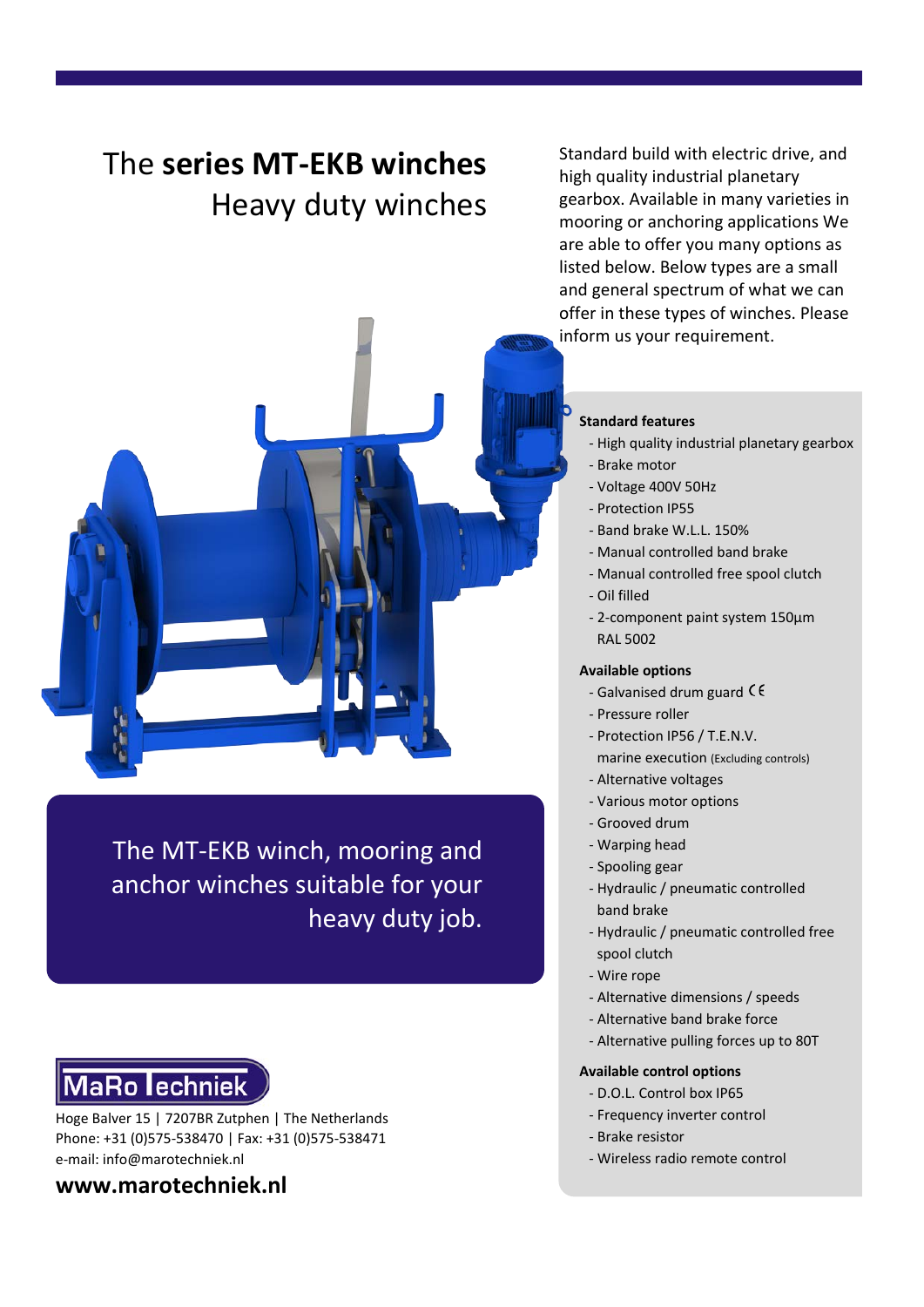# The **series MT-EKB winches**
## Heavy duty winches

Standard build with electric drive, and high quality industrial planetary gearbox. Available in many varieties in mooring or anchoring applications We are able to offer you many options as listed below. Below types are a small and general spectrum of what we can offer in these types of winches. Please inform us your requirement.

The MT-EKB winch, mooring and anchor winches suitable for your heavy duty job.

**Standard features**

- High quality industrial planetary gearbox
- Brake motor
- Voltage 400V 50Hz
- Protection IP55
- Band brake W.L.L. 150%
- Manual controlled band brake
- Manual controlled free spool clutch
- Oil filled
- 2-component paint system 150µm RAL 5002

**Available options**

- Galvanised drum guard CE
- Pressure roller
- Protection IP56 / T.E.N.V. marine execution (Excluding controls)
- Alternative voltages
- Various motor options
- Grooved drum
- Warping head
- Spooling gear
- Hydraulic / pneumatic controlled band brake
- Hydraulic / pneumatic controlled free spool clutch
- Wire rope
- Alternative dimensions / speeds
- Alternative band brake force
- Alternative pulling forces up to 80T

**Available control options**

- D.O.L. Control box IP65
- Frequency inverter control
- Brake resistor
- Wireless radio remote control

MaRo Techniek

Hoge Balver 15 | 7207BR Zutphen | The Netherlands
Phone: +31 (0)575-538470 | Fax: +31 (0)575-538471
e-mail: info@marotechniek.nl

**www.marotechniek.nl**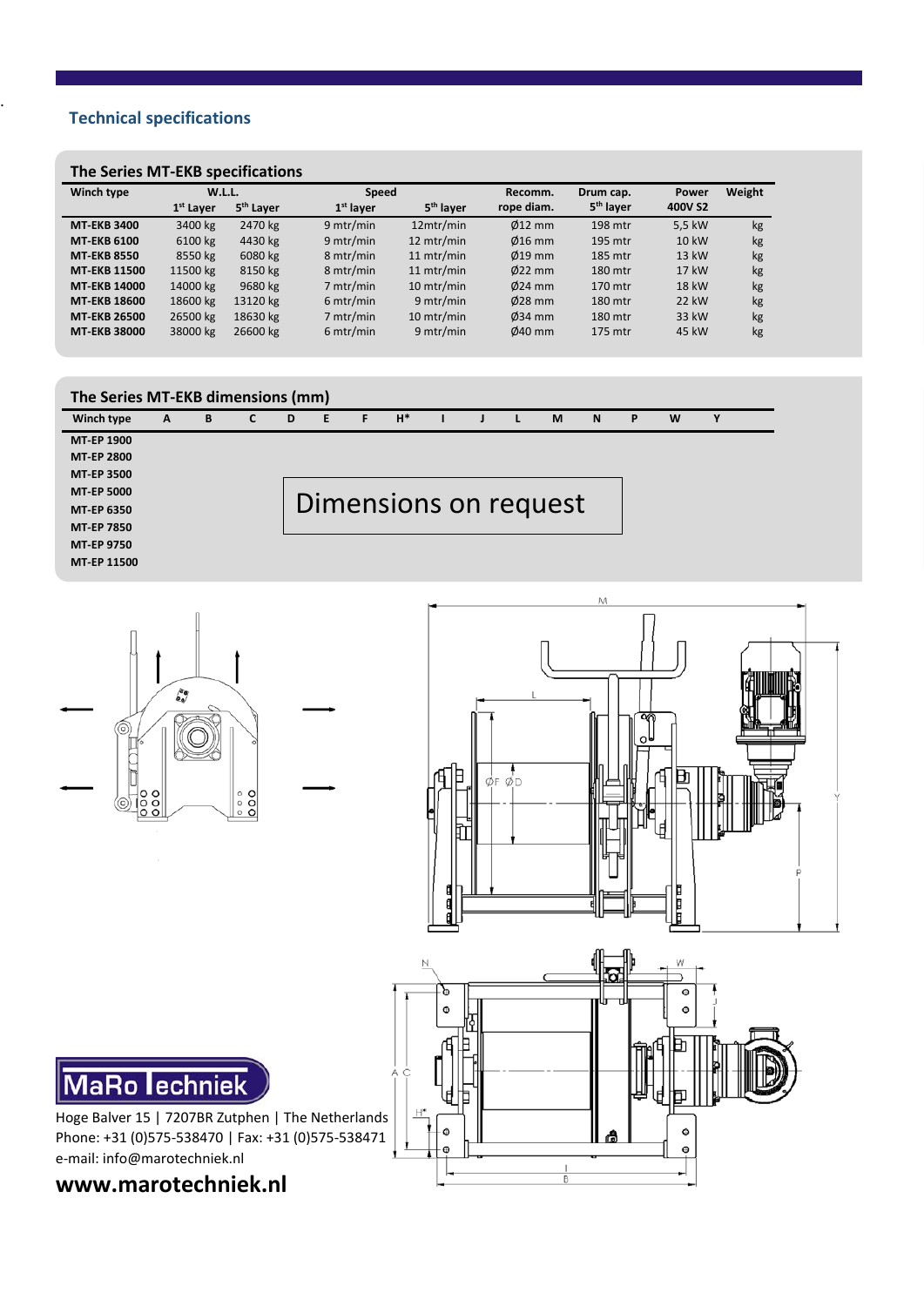## Technical specifications

### The Series MT-EKB specifications

| Winch type | W.L.L. | | Speed | | Recomm. | Drum cap. | Power | Weight |
|---|---|---|---|---|---|---|---|---|
| | 1st Layer | 5th Layer | 1st layer | 5th layer | rope diam. | 5th layer | 400V S2 | |
| **MT-EKB 3400** | 3400 kg | 2470 kg | 9 mtr/min | 12mtr/min | Ø12 mm | 198 mtr | 5,5 kW | kg |
| **MT-EKB 6100** | 6100 kg | 4430 kg | 9 mtr/min | 12 mtr/min | Ø16 mm | 195 mtr | 10 kW | kg |
| **MT-EKB 8550** | 8550 kg | 6080 kg | 8 mtr/min | 11 mtr/min | Ø19 mm | 185 mtr | 13 kW | kg |
| **MT-EKB 11500** | 11500 kg | 8150 kg | 8 mtr/min | 11 mtr/min | Ø22 mm | 180 mtr | 17 kW | kg |
| **MT-EKB 14000** | 14000 kg | 9680 kg | 7 mtr/min | 10 mtr/min | Ø24 mm | 170 mtr | 18 kW | kg |
| **MT-EKB 18600** | 18600 kg | 13120 kg | 6 mtr/min | 9 mtr/min | Ø28 mm | 180 mtr | 22 kW | kg |
| **MT-EKB 26500** | 26500 kg | 18630 kg | 7 mtr/min | 10 mtr/min | Ø34 mm | 180 mtr | 33 kW | kg |
| **MT-EKB 38000** | 38000 kg | 26600 kg | 6 mtr/min | 9 mtr/min | Ø40 mm | 175 mtr | 45 kW | kg |

### The Series MT-EKB dimensions (mm)

| Winch type | A | B | C | D | E | F | H* | I | J | L | M | N | P | W | Y |
|---|---|---|---|---|---|---|---|---|---|---|---|---|---|---|---|
| **MT-EP 1900** | | | | | | | | | | | | | | | |
| **MT-EP 2800** | | | | | | | | | | | | | | | |
| **MT-EP 3500** | | | | | | | | | | | | | | | |
| **MT-EP 5000** | | | | | | | | | | | | | | | |
| **MT-EP 6350** | | | | | | | | | | | | | | | |
| **MT-EP 7850** | | | | | | | | | | | | | | | |
| **MT-EP 9750** | | | | | | | | | | | | | | | |
| **MT-EP 11500** | | | | | | | | | | | | | | | |

Dimensions on request

M
L
ØF ØD
Y
P
N
W
J
A C
H*
I
B

MaRo Techniek

Hoge Balver 15 | 7207BR Zutphen | The Netherlands
Phone: +31 (0)575-538470 | Fax: +31 (0)575-538471
e-mail: info@marotechniek.nl

**www.marotechniek.nl**